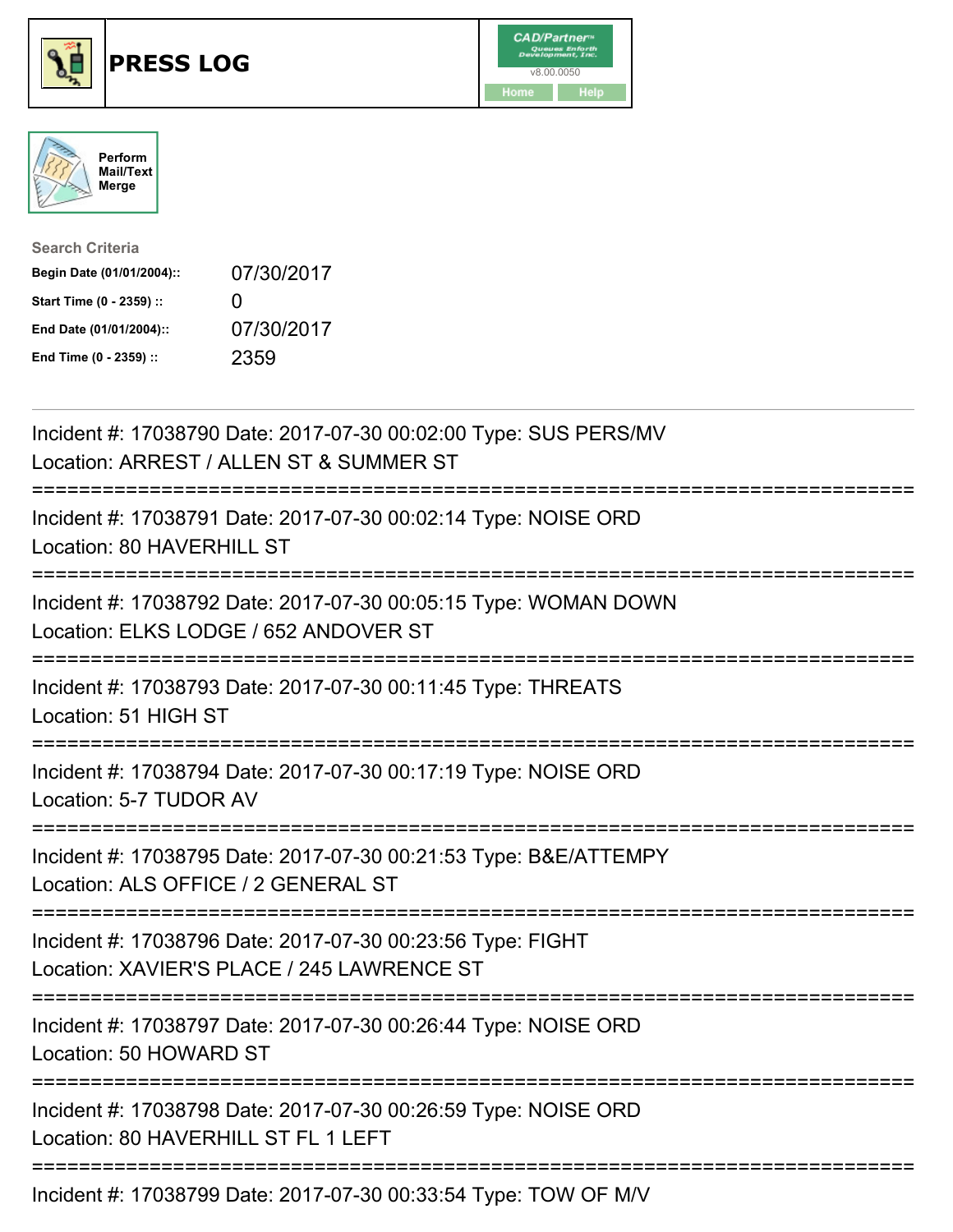# PRESS LOG

CAD/Partner
v8.00.0050
Home | Help

Perform Mail/Text Merge

**Search Criteria**

| | |
|---|---|
| **Begin Date (01/01/2004)::** | 07/30/2017 |
| **Start Time (0 - 2359) ::** | 0 |
| **End Date (01/01/2004)::** | 07/30/2017 |
| **End Time (0 - 2359) ::** | 2359 |

---

Incident #: 17038790 Date: 2017-07-30 00:02:00 Type: SUS PERS/MV
Location: ARREST / ALLEN ST & SUMMER ST

===========================================================================

Incident #: 17038791 Date: 2017-07-30 00:02:14 Type: NOISE ORD
Location: 80 HAVERHILL ST

===========================================================================

Incident #: 17038792 Date: 2017-07-30 00:05:15 Type: WOMAN DOWN
Location: ELKS LODGE / 652 ANDOVER ST

===========================================================================

Incident #: 17038793 Date: 2017-07-30 00:11:45 Type: THREATS
Location: 51 HIGH ST

===========================================================================

Incident #: 17038794 Date: 2017-07-30 00:17:19 Type: NOISE ORD
Location: 5-7 TUDOR AV

===========================================================================

Incident #: 17038795 Date: 2017-07-30 00:21:53 Type: B&E/ATTEMPY
Location: ALS OFFICE / 2 GENERAL ST

===========================================================================

Incident #: 17038796 Date: 2017-07-30 00:23:56 Type: FIGHT
Location: XAVIER'S PLACE / 245 LAWRENCE ST

===========================================================================

Incident #: 17038797 Date: 2017-07-30 00:26:44 Type: NOISE ORD
Location: 50 HOWARD ST

===========================================================================

Incident #: 17038798 Date: 2017-07-30 00:26:59 Type: NOISE ORD
Location: 80 HAVERHILL ST FL 1 LEFT

===========================================================================

Incident #: 17038799 Date: 2017-07-30 00:33:54 Type: TOW OF M/V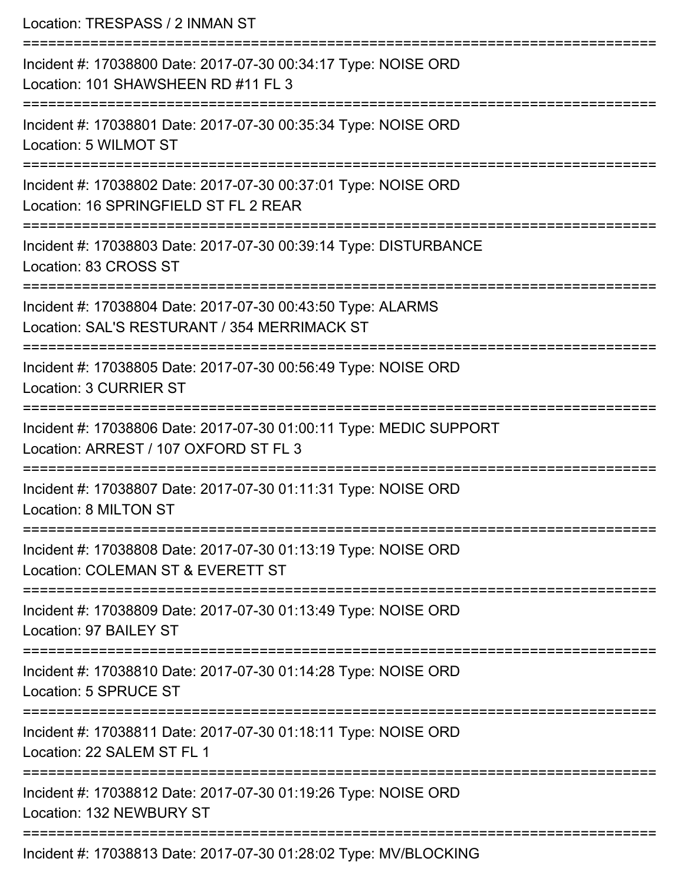Location: TRESPASS / 2 INMAN ST

===========================================================================

Incident #: 17038800 Date: 2017-07-30 00:34:17 Type: NOISE ORD

Location: 101 SHAWSHEEN RD #11 FL 3

===========================================================================

Incident #: 17038801 Date: 2017-07-30 00:35:34 Type: NOISE ORD

Location: 5 WILMOT ST

===========================================================================

Incident #: 17038802 Date: 2017-07-30 00:37:01 Type: NOISE ORD

Location: 16 SPRINGFIELD ST FL 2 REAR

===========================================================================

Incident #: 17038803 Date: 2017-07-30 00:39:14 Type: DISTURBANCE

Location: 83 CROSS ST

===========================================================================

Incident #: 17038804 Date: 2017-07-30 00:43:50 Type: ALARMS

Location: SAL'S RESTURANT / 354 MERRIMACK ST

===========================================================================

Incident #: 17038805 Date: 2017-07-30 00:56:49 Type: NOISE ORD

Location: 3 CURRIER ST

===========================================================================

Incident #: 17038806 Date: 2017-07-30 01:00:11 Type: MEDIC SUPPORT

Location: ARREST / 107 OXFORD ST FL 3

===========================================================================

Incident #: 17038807 Date: 2017-07-30 01:11:31 Type: NOISE ORD

Location: 8 MILTON ST

===========================================================================

Incident #: 17038808 Date: 2017-07-30 01:13:19 Type: NOISE ORD

Location: COLEMAN ST & EVERETT ST

===========================================================================

Incident #: 17038809 Date: 2017-07-30 01:13:49 Type: NOISE ORD

Location: 97 BAILEY ST

===========================================================================

Incident #: 17038810 Date: 2017-07-30 01:14:28 Type: NOISE ORD

Location: 5 SPRUCE ST

===========================================================================

Incident #: 17038811 Date: 2017-07-30 01:18:11 Type: NOISE ORD

Location: 22 SALEM ST FL 1

===========================================================================

Incident #: 17038812 Date: 2017-07-30 01:19:26 Type: NOISE ORD

Location: 132 NEWBURY ST

===========================================================================

Incident #: 17038813 Date: 2017-07-30 01:28:02 Type: MV/BLOCKING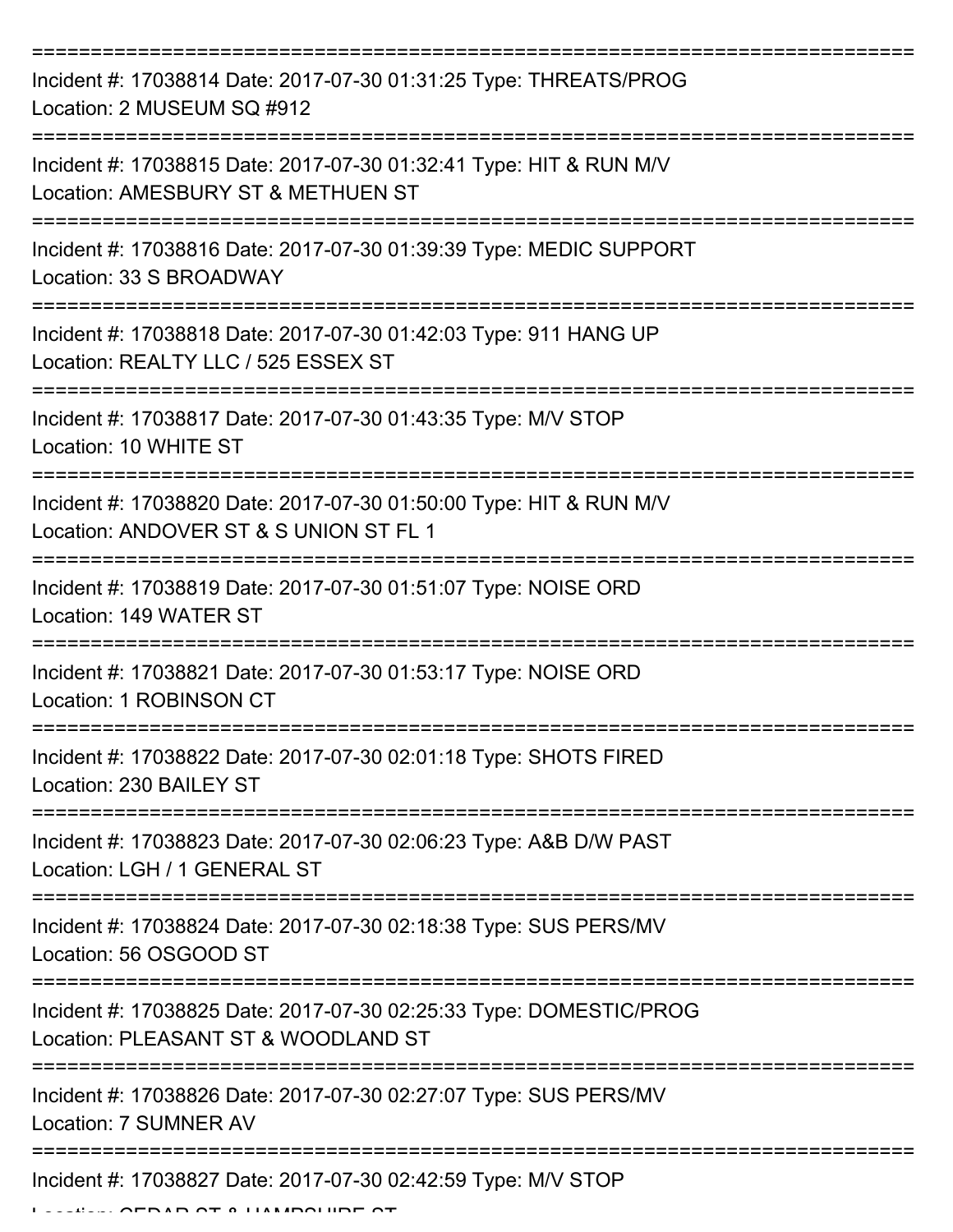===========================================================================

Incident #: 17038814 Date: 2017-07-30 01:31:25 Type: THREATS/PROG

Location: 2 MUSEUM SQ #912

===========================================================================

Incident #: 17038815 Date: 2017-07-30 01:32:41 Type: HIT & RUN M/V

Location: AMESBURY ST & METHUEN ST

===========================================================================

Incident #: 17038816 Date: 2017-07-30 01:39:39 Type: MEDIC SUPPORT

Location: 33 S BROADWAY

===========================================================================

Incident #: 17038818 Date: 2017-07-30 01:42:03 Type: 911 HANG UP

Location: REALTY LLC / 525 ESSEX ST

===========================================================================

Incident #: 17038817 Date: 2017-07-30 01:43:35 Type: M/V STOP

Location: 10 WHITE ST

===========================================================================

Incident #: 17038820 Date: 2017-07-30 01:50:00 Type: HIT & RUN M/V

Location: ANDOVER ST & S UNION ST FL 1

===========================================================================

Incident #: 17038819 Date: 2017-07-30 01:51:07 Type: NOISE ORD

Location: 149 WATER ST

===========================================================================

Incident #: 17038821 Date: 2017-07-30 01:53:17 Type: NOISE ORD

Location: 1 ROBINSON CT

===========================================================================

Incident #: 17038822 Date: 2017-07-30 02:01:18 Type: SHOTS FIRED

Location: 230 BAILEY ST

===========================================================================

Incident #: 17038823 Date: 2017-07-30 02:06:23 Type: A&B D/W PAST

Location: LGH / 1 GENERAL ST

===========================================================================

Incident #: 17038824 Date: 2017-07-30 02:18:38 Type: SUS PERS/MV

Location: 56 OSGOOD ST

===========================================================================

Incident #: 17038825 Date: 2017-07-30 02:25:33 Type: DOMESTIC/PROG

Location: PLEASANT ST & WOODLAND ST

===========================================================================

Incident #: 17038826 Date: 2017-07-30 02:27:07 Type: SUS PERS/MV

Location: 7 SUMNER AV

===========================================================================

Incident #: 17038827 Date: 2017-07-30 02:42:59 Type: M/V STOP

Location: CEDAR ST & HAMPSHIRE ST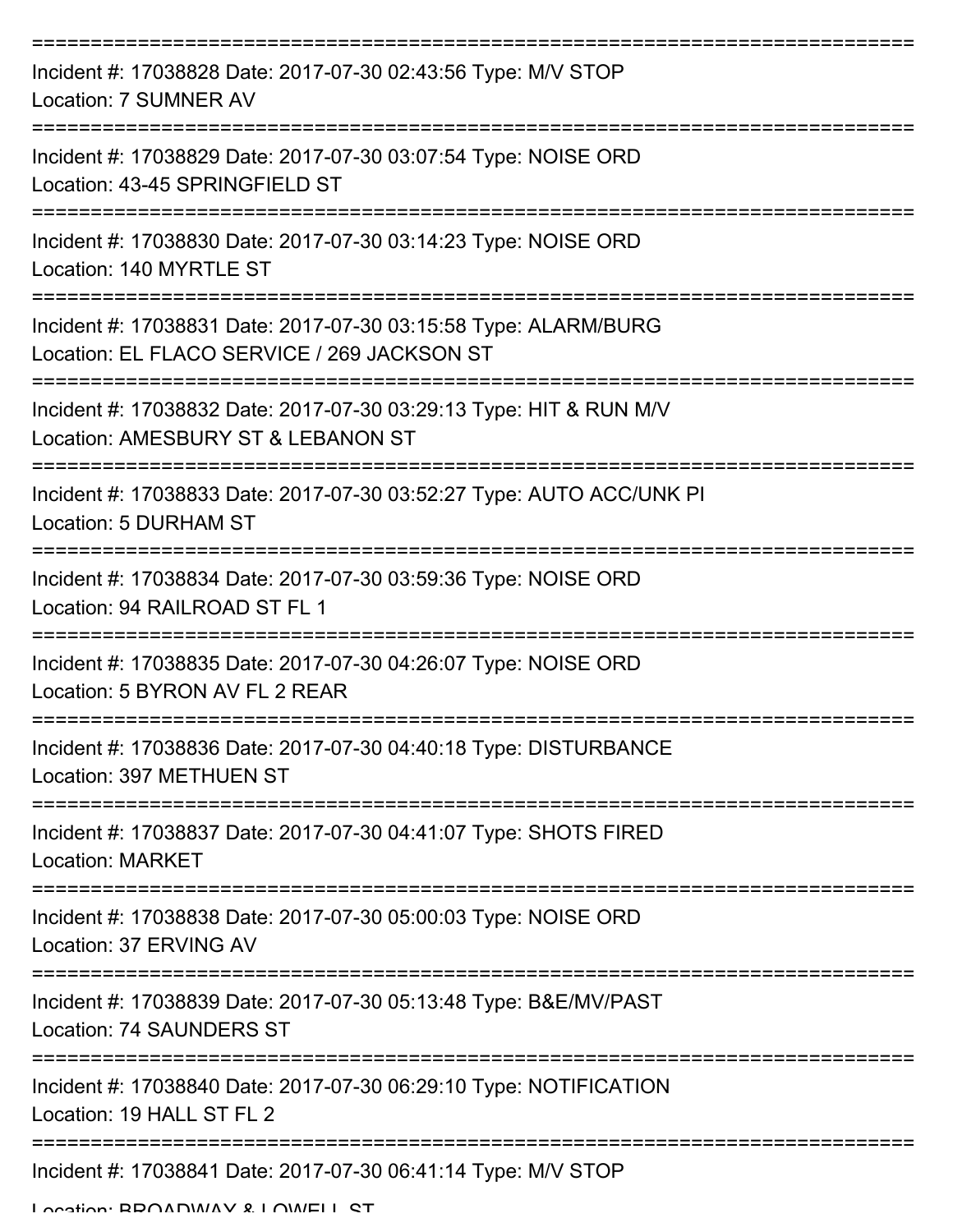===========================================================================

Incident #: 17038828 Date: 2017-07-30 02:43:56 Type: M/V STOP

Location: 7 SUMNER AV

===========================================================================

Incident #: 17038829 Date: 2017-07-30 03:07:54 Type: NOISE ORD

Location: 43-45 SPRINGFIELD ST

===========================================================================

Incident #: 17038830 Date: 2017-07-30 03:14:23 Type: NOISE ORD

Location: 140 MYRTLE ST

===========================================================================

Incident #: 17038831 Date: 2017-07-30 03:15:58 Type: ALARM/BURG

Location: EL FLACO SERVICE / 269 JACKSON ST

===========================================================================

Incident #: 17038832 Date: 2017-07-30 03:29:13 Type: HIT & RUN M/V

Location: AMESBURY ST & LEBANON ST

===========================================================================

Incident #: 17038833 Date: 2017-07-30 03:52:27 Type: AUTO ACC/UNK PI

Location: 5 DURHAM ST

===========================================================================

Incident #: 17038834 Date: 2017-07-30 03:59:36 Type: NOISE ORD

Location: 94 RAILROAD ST FL 1

===========================================================================

Incident #: 17038835 Date: 2017-07-30 04:26:07 Type: NOISE ORD

Location: 5 BYRON AV FL 2 REAR

===========================================================================

Incident #: 17038836 Date: 2017-07-30 04:40:18 Type: DISTURBANCE

Location: 397 METHUEN ST

===========================================================================

Incident #: 17038837 Date: 2017-07-30 04:41:07 Type: SHOTS FIRED

Location: MARKET

===========================================================================

Incident #: 17038838 Date: 2017-07-30 05:00:03 Type: NOISE ORD

Location: 37 ERVING AV

===========================================================================

Incident #: 17038839 Date: 2017-07-30 05:13:48 Type: B&E/MV/PAST

Location: 74 SAUNDERS ST

===========================================================================

Incident #: 17038840 Date: 2017-07-30 06:29:10 Type: NOTIFICATION

Location: 19 HALL ST FL 2

===========================================================================

Incident #: 17038841 Date: 2017-07-30 06:41:14 Type: M/V STOP

Location: BROADWAY & LOWELL ST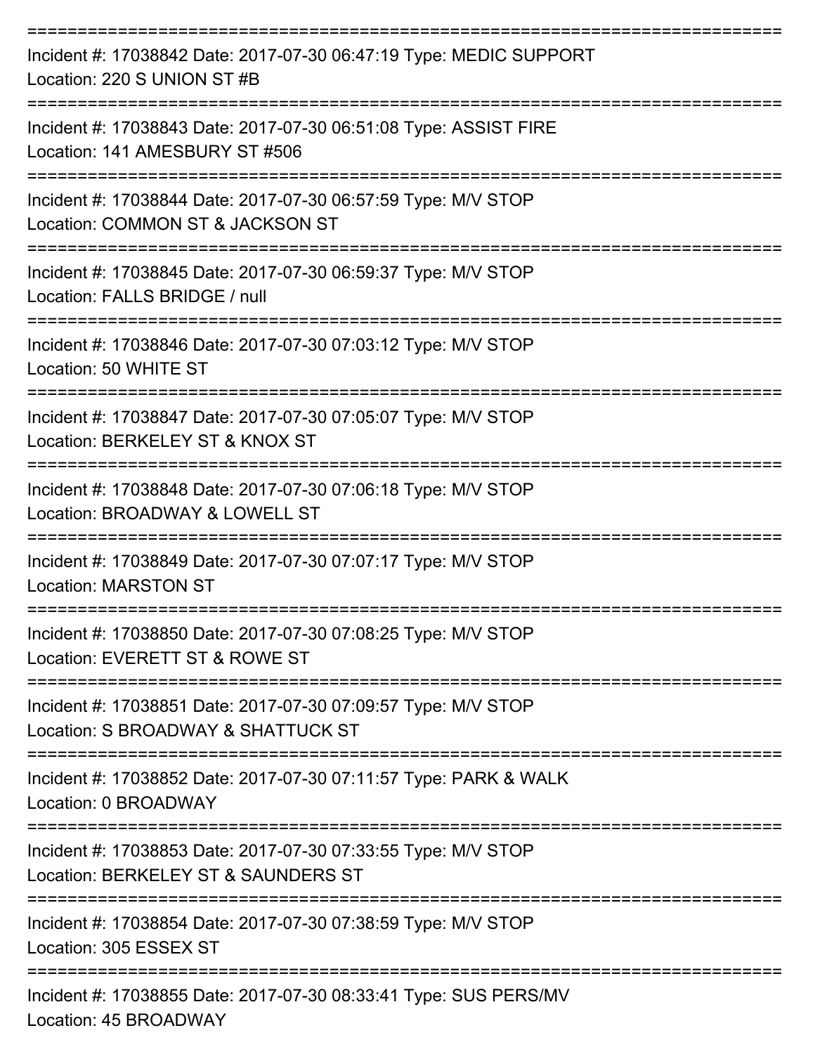===========================================================================

Incident #: 17038842 Date: 2017-07-30 06:47:19 Type: MEDIC SUPPORT
Location: 220 S UNION ST #B

===========================================================================

Incident #: 17038843 Date: 2017-07-30 06:51:08 Type: ASSIST FIRE
Location: 141 AMESBURY ST #506

===========================================================================

Incident #: 17038844 Date: 2017-07-30 06:57:59 Type: M/V STOP
Location: COMMON ST & JACKSON ST

===========================================================================

Incident #: 17038845 Date: 2017-07-30 06:59:37 Type: M/V STOP
Location: FALLS BRIDGE / null

===========================================================================

Incident #: 17038846 Date: 2017-07-30 07:03:12 Type: M/V STOP
Location: 50 WHITE ST

===========================================================================

Incident #: 17038847 Date: 2017-07-30 07:05:07 Type: M/V STOP
Location: BERKELEY ST & KNOX ST

===========================================================================

Incident #: 17038848 Date: 2017-07-30 07:06:18 Type: M/V STOP
Location: BROADWAY & LOWELL ST

===========================================================================

Incident #: 17038849 Date: 2017-07-30 07:07:17 Type: M/V STOP
Location: MARSTON ST

===========================================================================

Incident #: 17038850 Date: 2017-07-30 07:08:25 Type: M/V STOP
Location: EVERETT ST & ROWE ST

===========================================================================

Incident #: 17038851 Date: 2017-07-30 07:09:57 Type: M/V STOP
Location: S BROADWAY & SHATTUCK ST

===========================================================================

Incident #: 17038852 Date: 2017-07-30 07:11:57 Type: PARK & WALK
Location: 0 BROADWAY

===========================================================================

Incident #: 17038853 Date: 2017-07-30 07:33:55 Type: M/V STOP
Location: BERKELEY ST & SAUNDERS ST

===========================================================================

Incident #: 17038854 Date: 2017-07-30 07:38:59 Type: M/V STOP
Location: 305 ESSEX ST

===========================================================================

Incident #: 17038855 Date: 2017-07-30 08:33:41 Type: SUS PERS/MV
Location: 45 BROADWAY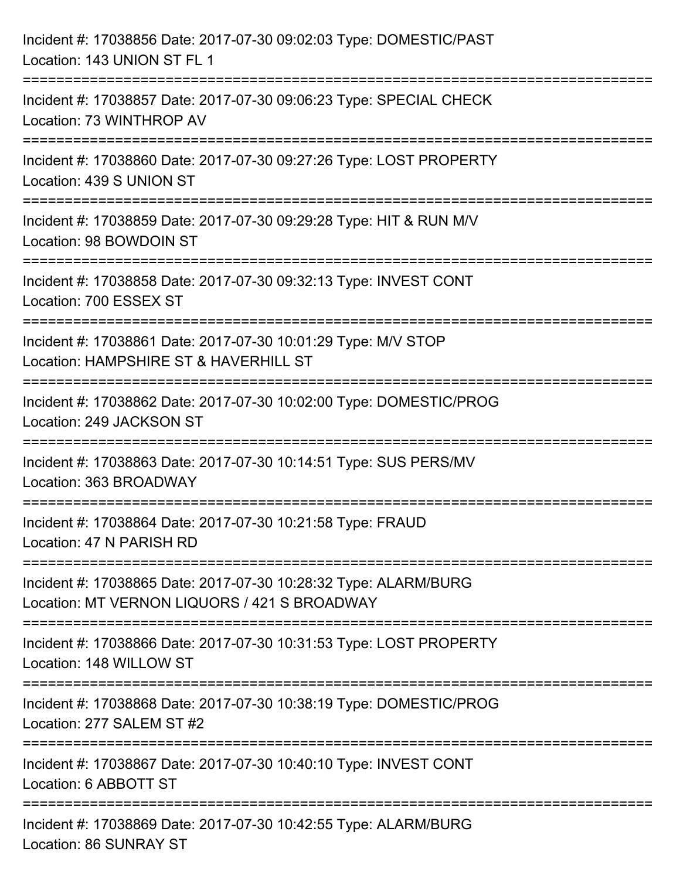Incident #: 17038856 Date: 2017-07-30 09:02:03 Type: DOMESTIC/PAST
Location: 143 UNION ST FL 1

===========================================================================

Incident #: 17038857 Date: 2017-07-30 09:06:23 Type: SPECIAL CHECK
Location: 73 WINTHROP AV

===========================================================================

Incident #: 17038860 Date: 2017-07-30 09:27:26 Type: LOST PROPERTY
Location: 439 S UNION ST

===========================================================================

Incident #: 17038859 Date: 2017-07-30 09:29:28 Type: HIT & RUN M/V
Location: 98 BOWDOIN ST

===========================================================================

Incident #: 17038858 Date: 2017-07-30 09:32:13 Type: INVEST CONT
Location: 700 ESSEX ST

===========================================================================

Incident #: 17038861 Date: 2017-07-30 10:01:29 Type: M/V STOP
Location: HAMPSHIRE ST & HAVERHILL ST

===========================================================================

Incident #: 17038862 Date: 2017-07-30 10:02:00 Type: DOMESTIC/PROG
Location: 249 JACKSON ST

===========================================================================

Incident #: 17038863 Date: 2017-07-30 10:14:51 Type: SUS PERS/MV
Location: 363 BROADWAY

===========================================================================

Incident #: 17038864 Date: 2017-07-30 10:21:58 Type: FRAUD
Location: 47 N PARISH RD

===========================================================================

Incident #: 17038865 Date: 2017-07-30 10:28:32 Type: ALARM/BURG
Location: MT VERNON LIQUORS / 421 S BROADWAY

===========================================================================

Incident #: 17038866 Date: 2017-07-30 10:31:53 Type: LOST PROPERTY
Location: 148 WILLOW ST

===========================================================================

Incident #: 17038868 Date: 2017-07-30 10:38:19 Type: DOMESTIC/PROG
Location: 277 SALEM ST #2

===========================================================================

Incident #: 17038867 Date: 2017-07-30 10:40:10 Type: INVEST CONT
Location: 6 ABBOTT ST

===========================================================================

Incident #: 17038869 Date: 2017-07-30 10:42:55 Type: ALARM/BURG
Location: 86 SUNRAY ST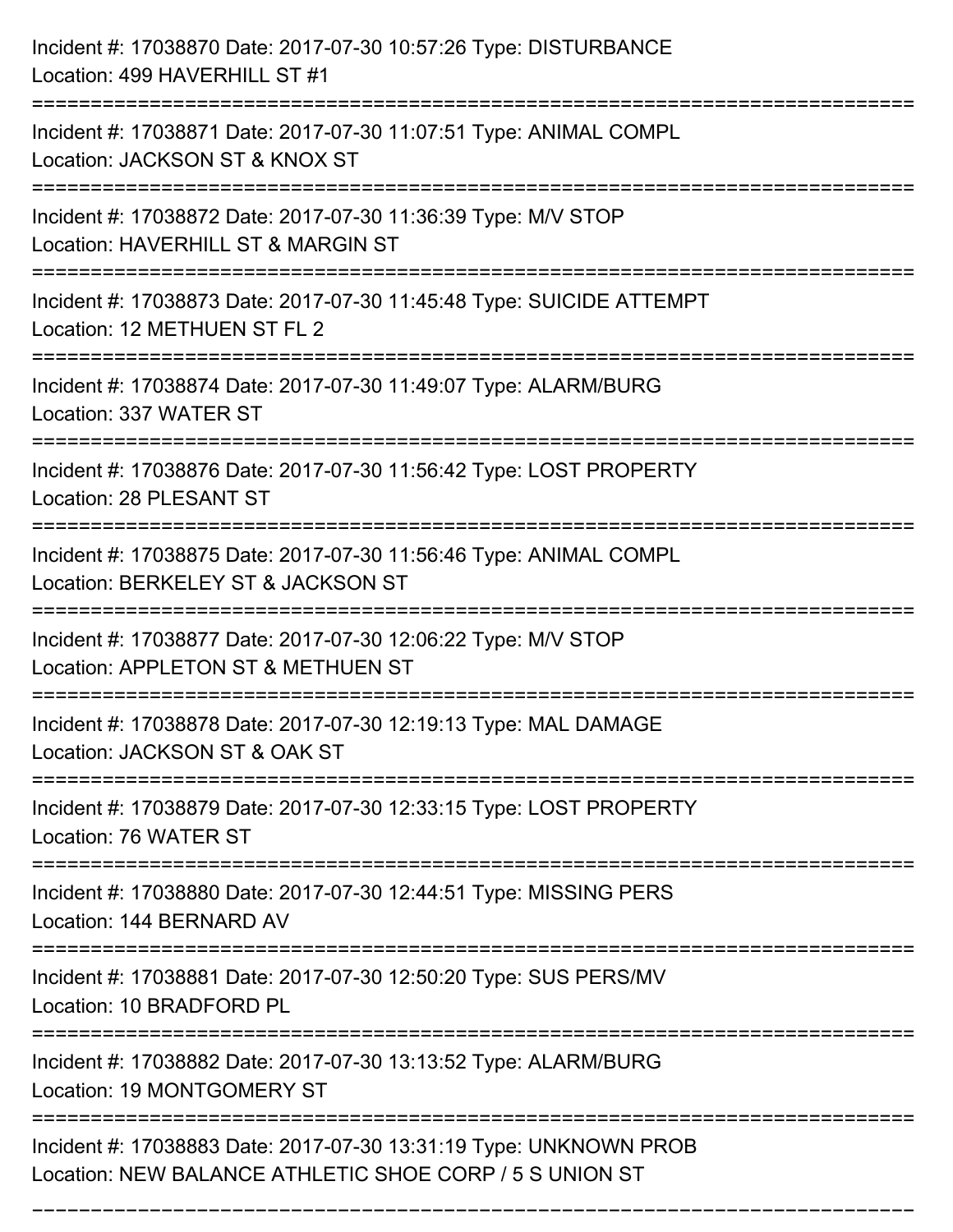Incident #: 17038870 Date: 2017-07-30 10:57:26 Type: DISTURBANCE
Location: 499 HAVERHILL ST #1

===========================================================================

Incident #: 17038871 Date: 2017-07-30 11:07:51 Type: ANIMAL COMPL
Location: JACKSON ST & KNOX ST

===========================================================================

Incident #: 17038872 Date: 2017-07-30 11:36:39 Type: M/V STOP
Location: HAVERHILL ST & MARGIN ST

===========================================================================

Incident #: 17038873 Date: 2017-07-30 11:45:48 Type: SUICIDE ATTEMPT
Location: 12 METHUEN ST FL 2

===========================================================================

Incident #: 17038874 Date: 2017-07-30 11:49:07 Type: ALARM/BURG
Location: 337 WATER ST

===========================================================================

Incident #: 17038876 Date: 2017-07-30 11:56:42 Type: LOST PROPERTY
Location: 28 PLESANT ST

===========================================================================

Incident #: 17038875 Date: 2017-07-30 11:56:46 Type: ANIMAL COMPL
Location: BERKELEY ST & JACKSON ST

===========================================================================

Incident #: 17038877 Date: 2017-07-30 12:06:22 Type: M/V STOP
Location: APPLETON ST & METHUEN ST

===========================================================================

Incident #: 17038878 Date: 2017-07-30 12:19:13 Type: MAL DAMAGE
Location: JACKSON ST & OAK ST

===========================================================================

Incident #: 17038879 Date: 2017-07-30 12:33:15 Type: LOST PROPERTY
Location: 76 WATER ST

===========================================================================

Incident #: 17038880 Date: 2017-07-30 12:44:51 Type: MISSING PERS
Location: 144 BERNARD AV

===========================================================================

Incident #: 17038881 Date: 2017-07-30 12:50:20 Type: SUS PERS/MV
Location: 10 BRADFORD PL

===========================================================================

Incident #: 17038882 Date: 2017-07-30 13:13:52 Type: ALARM/BURG
Location: 19 MONTGOMERY ST

===========================================================================

Incident #: 17038883 Date: 2017-07-30 13:31:19 Type: UNKNOWN PROB
Location: NEW BALANCE ATHLETIC SHOE CORP / 5 S UNION ST

===========================================================================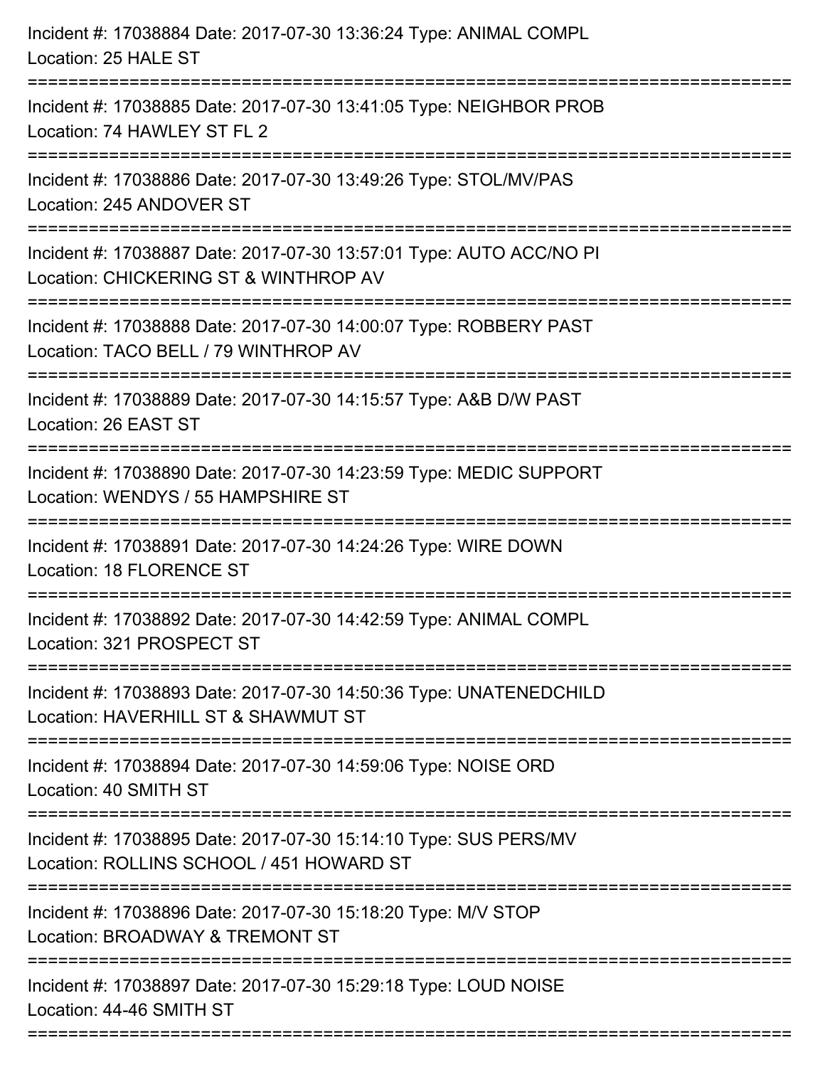Incident #: 17038884 Date: 2017-07-30 13:36:24 Type: ANIMAL COMPL
Location: 25 HALE ST

===========================================================================

Incident #: 17038885 Date: 2017-07-30 13:41:05 Type: NEIGHBOR PROB
Location: 74 HAWLEY ST FL 2

===========================================================================

Incident #: 17038886 Date: 2017-07-30 13:49:26 Type: STOL/MV/PAS
Location: 245 ANDOVER ST

===========================================================================

Incident #: 17038887 Date: 2017-07-30 13:57:01 Type: AUTO ACC/NO PI
Location: CHICKERING ST & WINTHROP AV

===========================================================================

Incident #: 17038888 Date: 2017-07-30 14:00:07 Type: ROBBERY PAST
Location: TACO BELL / 79 WINTHROP AV

===========================================================================

Incident #: 17038889 Date: 2017-07-30 14:15:57 Type: A&B D/W PAST
Location: 26 EAST ST

===========================================================================

Incident #: 17038890 Date: 2017-07-30 14:23:59 Type: MEDIC SUPPORT
Location: WENDYS / 55 HAMPSHIRE ST

===========================================================================

Incident #: 17038891 Date: 2017-07-30 14:24:26 Type: WIRE DOWN
Location: 18 FLORENCE ST

===========================================================================

Incident #: 17038892 Date: 2017-07-30 14:42:59 Type: ANIMAL COMPL
Location: 321 PROSPECT ST

===========================================================================

Incident #: 17038893 Date: 2017-07-30 14:50:36 Type: UNATENEDCHILD
Location: HAVERHILL ST & SHAWMUT ST

===========================================================================

Incident #: 17038894 Date: 2017-07-30 14:59:06 Type: NOISE ORD
Location: 40 SMITH ST

===========================================================================

Incident #: 17038895 Date: 2017-07-30 15:14:10 Type: SUS PERS/MV
Location: ROLLINS SCHOOL / 451 HOWARD ST

===========================================================================

Incident #: 17038896 Date: 2017-07-30 15:18:20 Type: M/V STOP
Location: BROADWAY & TREMONT ST

===========================================================================

Incident #: 17038897 Date: 2017-07-30 15:29:18 Type: LOUD NOISE
Location: 44-46 SMITH ST

===========================================================================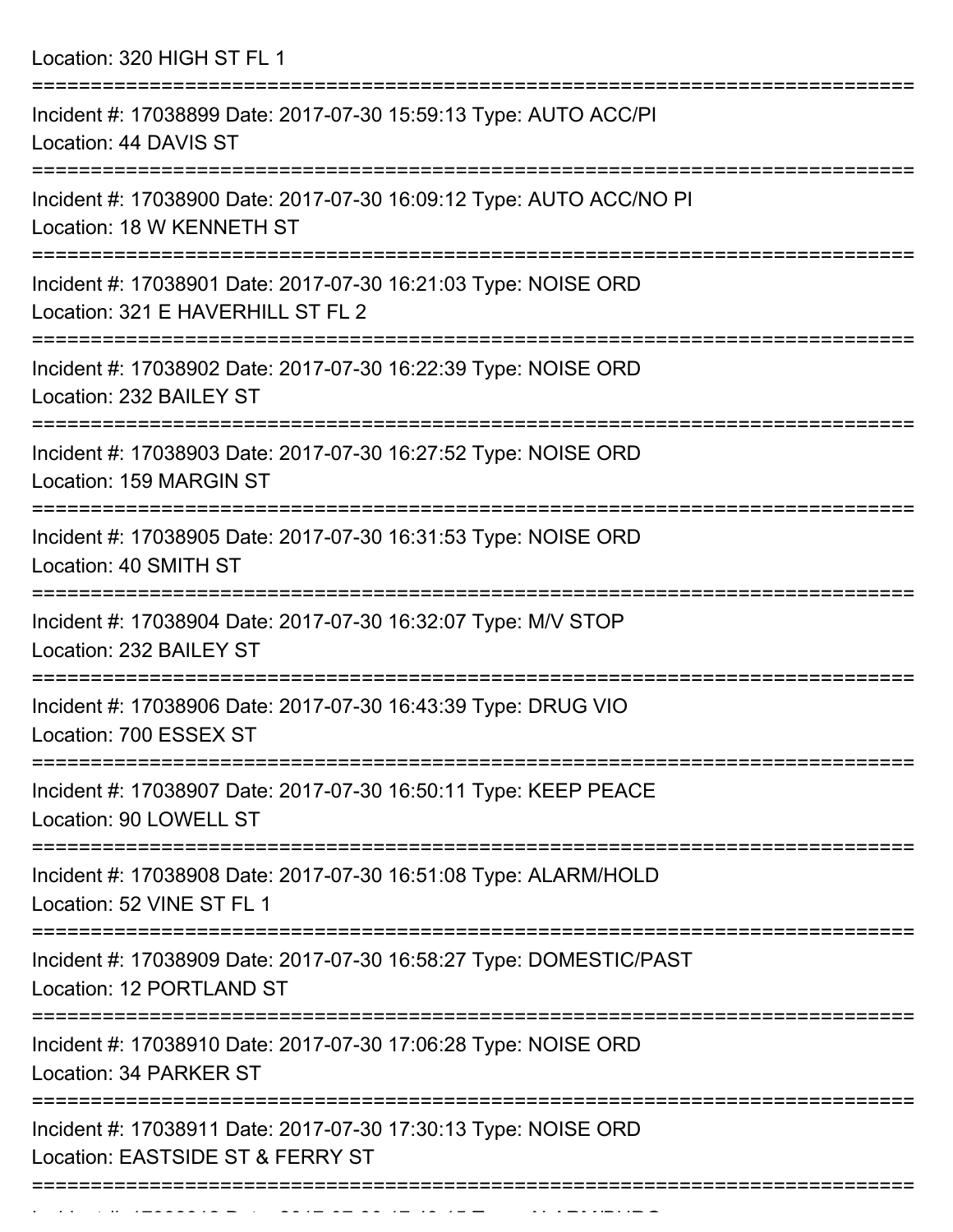Location: 320 HIGH ST FL 1

===========================================================================

Incident #: 17038899 Date: 2017-07-30 15:59:13 Type: AUTO ACC/PI
Location: 44 DAVIS ST

===========================================================================

Incident #: 17038900 Date: 2017-07-30 16:09:12 Type: AUTO ACC/NO PI
Location: 18 W KENNETH ST

===========================================================================

Incident #: 17038901 Date: 2017-07-30 16:21:03 Type: NOISE ORD
Location: 321 E HAVERHILL ST FL 2

===========================================================================

Incident #: 17038902 Date: 2017-07-30 16:22:39 Type: NOISE ORD
Location: 232 BAILEY ST

===========================================================================

Incident #: 17038903 Date: 2017-07-30 16:27:52 Type: NOISE ORD
Location: 159 MARGIN ST

===========================================================================

Incident #: 17038905 Date: 2017-07-30 16:31:53 Type: NOISE ORD
Location: 40 SMITH ST

===========================================================================

Incident #: 17038904 Date: 2017-07-30 16:32:07 Type: M/V STOP
Location: 232 BAILEY ST

===========================================================================

Incident #: 17038906 Date: 2017-07-30 16:43:39 Type: DRUG VIO
Location: 700 ESSEX ST

===========================================================================

Incident #: 17038907 Date: 2017-07-30 16:50:11 Type: KEEP PEACE
Location: 90 LOWELL ST

===========================================================================

Incident #: 17038908 Date: 2017-07-30 16:51:08 Type: ALARM/HOLD
Location: 52 VINE ST FL 1

===========================================================================

Incident #: 17038909 Date: 2017-07-30 16:58:27 Type: DOMESTIC/PAST
Location: 12 PORTLAND ST

===========================================================================

Incident #: 17038910 Date: 2017-07-30 17:06:28 Type: NOISE ORD
Location: 34 PARKER ST

===========================================================================

Incident #: 17038911 Date: 2017-07-30 17:30:13 Type: NOISE ORD
Location: EASTSIDE ST & FERRY ST

===========================================================================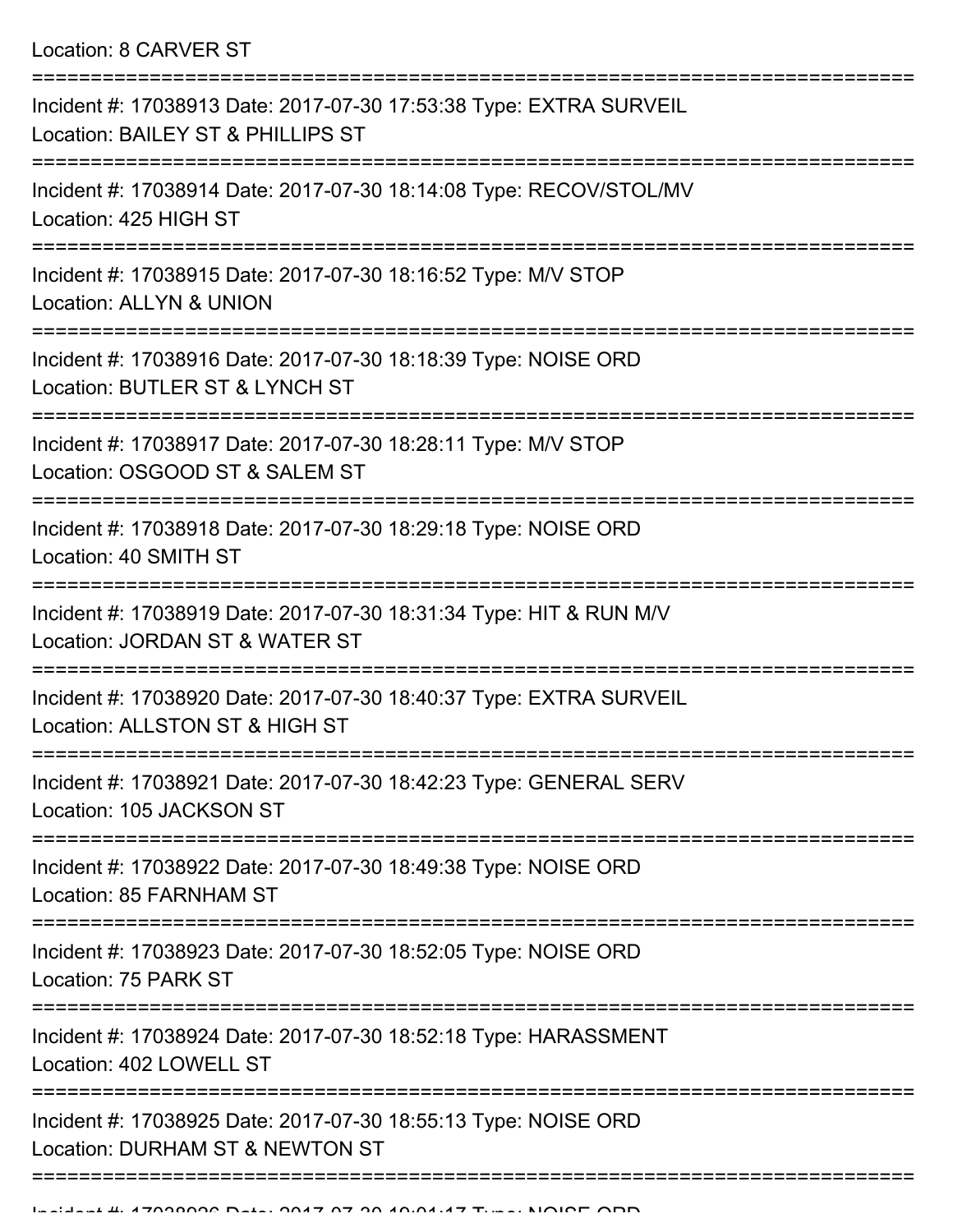Location: 8 CARVER ST

===========================================================================

Incident #: 17038913 Date: 2017-07-30 17:53:38 Type: EXTRA SURVEIL
Location: BAILEY ST & PHILLIPS ST

===========================================================================

Incident #: 17038914 Date: 2017-07-30 18:14:08 Type: RECOV/STOL/MV
Location: 425 HIGH ST

===========================================================================

Incident #: 17038915 Date: 2017-07-30 18:16:52 Type: M/V STOP
Location: ALLYN & UNION

===========================================================================

Incident #: 17038916 Date: 2017-07-30 18:18:39 Type: NOISE ORD
Location: BUTLER ST & LYNCH ST

===========================================================================

Incident #: 17038917 Date: 2017-07-30 18:28:11 Type: M/V STOP
Location: OSGOOD ST & SALEM ST

===========================================================================

Incident #: 17038918 Date: 2017-07-30 18:29:18 Type: NOISE ORD
Location: 40 SMITH ST

===========================================================================

Incident #: 17038919 Date: 2017-07-30 18:31:34 Type: HIT & RUN M/V
Location: JORDAN ST & WATER ST

===========================================================================

Incident #: 17038920 Date: 2017-07-30 18:40:37 Type: EXTRA SURVEIL
Location: ALLSTON ST & HIGH ST

===========================================================================

Incident #: 17038921 Date: 2017-07-30 18:42:23 Type: GENERAL SERV
Location: 105 JACKSON ST

===========================================================================

Incident #: 17038922 Date: 2017-07-30 18:49:38 Type: NOISE ORD
Location: 85 FARNHAM ST

===========================================================================

Incident #: 17038923 Date: 2017-07-30 18:52:05 Type: NOISE ORD
Location: 75 PARK ST

===========================================================================

Incident #: 17038924 Date: 2017-07-30 18:52:18 Type: HARASSMENT
Location: 402 LOWELL ST

===========================================================================

Incident #: 17038925 Date: 2017-07-30 18:55:13 Type: NOISE ORD
Location: DURHAM ST & NEWTON ST

===========================================================================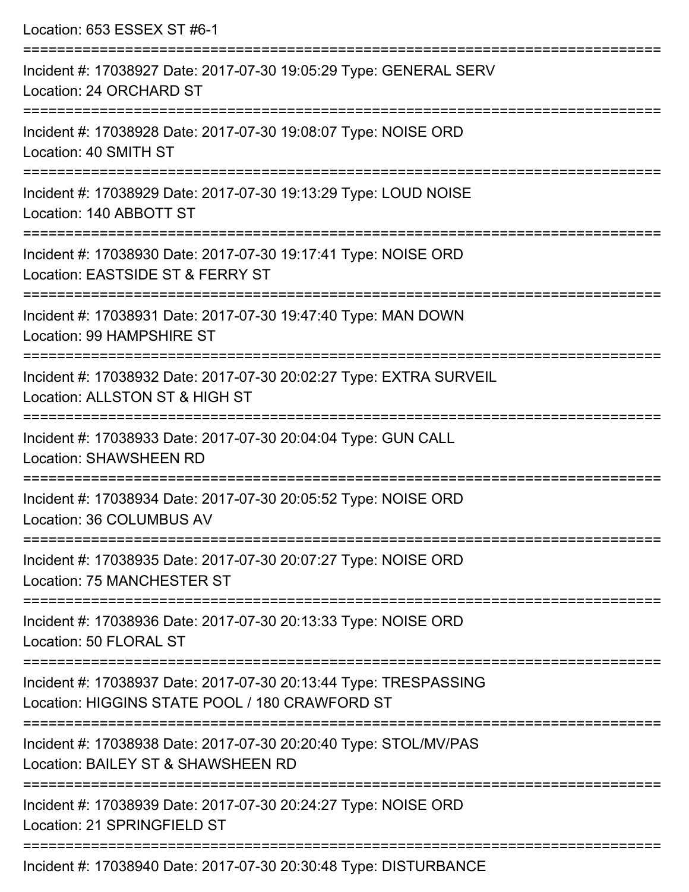Location: 653 ESSEX ST #6-1

===========================================================================

Incident #: 17038927 Date: 2017-07-30 19:05:29 Type: GENERAL SERV
Location: 24 ORCHARD ST

===========================================================================

Incident #: 17038928 Date: 2017-07-30 19:08:07 Type: NOISE ORD
Location: 40 SMITH ST

===========================================================================

Incident #: 17038929 Date: 2017-07-30 19:13:29 Type: LOUD NOISE
Location: 140 ABBOTT ST

===========================================================================

Incident #: 17038930 Date: 2017-07-30 19:17:41 Type: NOISE ORD
Location: EASTSIDE ST & FERRY ST

===========================================================================

Incident #: 17038931 Date: 2017-07-30 19:47:40 Type: MAN DOWN
Location: 99 HAMPSHIRE ST

===========================================================================

Incident #: 17038932 Date: 2017-07-30 20:02:27 Type: EXTRA SURVEIL
Location: ALLSTON ST & HIGH ST

===========================================================================

Incident #: 17038933 Date: 2017-07-30 20:04:04 Type: GUN CALL
Location: SHAWSHEEN RD

===========================================================================

Incident #: 17038934 Date: 2017-07-30 20:05:52 Type: NOISE ORD
Location: 36 COLUMBUS AV

===========================================================================

Incident #: 17038935 Date: 2017-07-30 20:07:27 Type: NOISE ORD
Location: 75 MANCHESTER ST

===========================================================================

Incident #: 17038936 Date: 2017-07-30 20:13:33 Type: NOISE ORD
Location: 50 FLORAL ST

===========================================================================

Incident #: 17038937 Date: 2017-07-30 20:13:44 Type: TRESPASSING
Location: HIGGINS STATE POOL / 180 CRAWFORD ST

===========================================================================

Incident #: 17038938 Date: 2017-07-30 20:20:40 Type: STOL/MV/PAS
Location: BAILEY ST & SHAWSHEEN RD

===========================================================================

Incident #: 17038939 Date: 2017-07-30 20:24:27 Type: NOISE ORD
Location: 21 SPRINGFIELD ST

===========================================================================

Incident #: 17038940 Date: 2017-07-30 20:30:48 Type: DISTURBANCE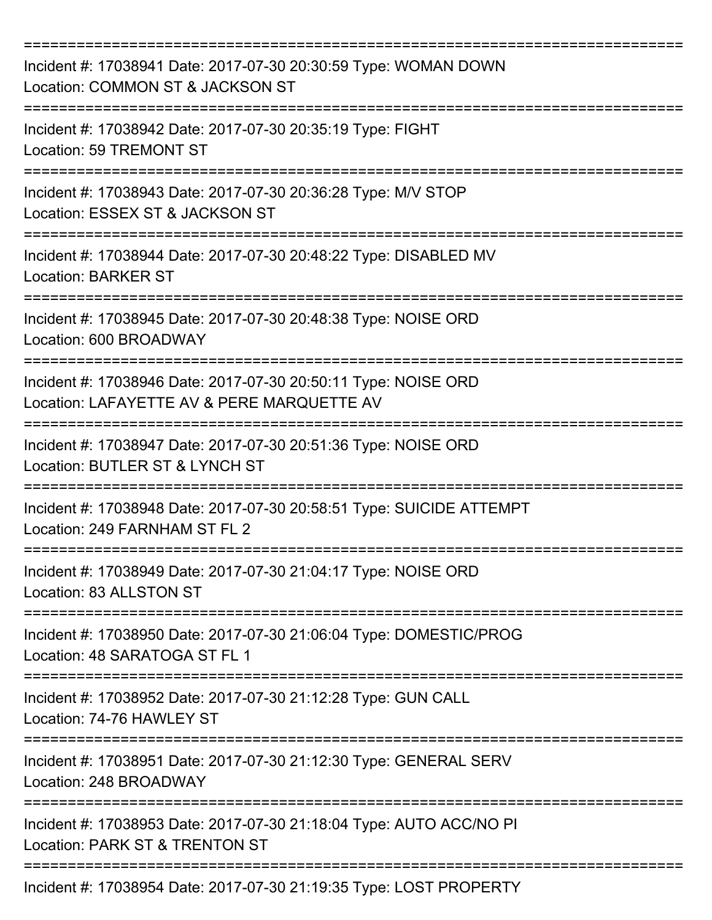Incident #: 17038941 Date: 2017-07-30 20:30:59 Type: WOMAN DOWN
Location: COMMON ST & JACKSON ST

Incident #: 17038942 Date: 2017-07-30 20:35:19 Type: FIGHT
Location: 59 TREMONT ST

Incident #: 17038943 Date: 2017-07-30 20:36:28 Type: M/V STOP
Location: ESSEX ST & JACKSON ST

Incident #: 17038944 Date: 2017-07-30 20:48:22 Type: DISABLED MV
Location: BARKER ST

Incident #: 17038945 Date: 2017-07-30 20:48:38 Type: NOISE ORD
Location: 600 BROADWAY

Incident #: 17038946 Date: 2017-07-30 20:50:11 Type: NOISE ORD
Location: LAFAYETTE AV & PERE MARQUETTE AV

Incident #: 17038947 Date: 2017-07-30 20:51:36 Type: NOISE ORD
Location: BUTLER ST & LYNCH ST

Incident #: 17038948 Date: 2017-07-30 20:58:51 Type: SUICIDE ATTEMPT
Location: 249 FARNHAM ST FL 2

Incident #: 17038949 Date: 2017-07-30 21:04:17 Type: NOISE ORD
Location: 83 ALLSTON ST

Incident #: 17038950 Date: 2017-07-30 21:06:04 Type: DOMESTIC/PROG
Location: 48 SARATOGA ST FL 1

Incident #: 17038952 Date: 2017-07-30 21:12:28 Type: GUN CALL
Location: 74-76 HAWLEY ST

Incident #: 17038951 Date: 2017-07-30 21:12:30 Type: GENERAL SERV
Location: 248 BROADWAY

Incident #: 17038953 Date: 2017-07-30 21:18:04 Type: AUTO ACC/NO PI
Location: PARK ST & TRENTON ST

Incident #: 17038954 Date: 2017-07-30 21:19:35 Type: LOST PROPERTY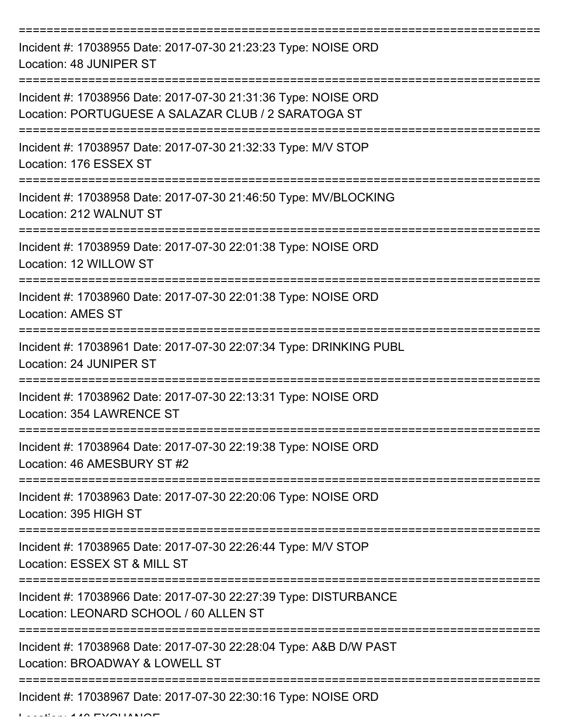===========================================================================

Incident #: 17038955 Date: 2017-07-30 21:23:23 Type: NOISE ORD
Location: 48 JUNIPER ST

===========================================================================

Incident #: 17038956 Date: 2017-07-30 21:31:36 Type: NOISE ORD
Location: PORTUGUESE A SALAZAR CLUB / 2 SARATOGA ST

===========================================================================

Incident #: 17038957 Date: 2017-07-30 21:32:33 Type: M/V STOP
Location: 176 ESSEX ST

===========================================================================

Incident #: 17038958 Date: 2017-07-30 21:46:50 Type: MV/BLOCKING
Location: 212 WALNUT ST

===========================================================================

Incident #: 17038959 Date: 2017-07-30 22:01:38 Type: NOISE ORD
Location: 12 WILLOW ST

===========================================================================

Incident #: 17038960 Date: 2017-07-30 22:01:38 Type: NOISE ORD
Location: AMES ST

===========================================================================

Incident #: 17038961 Date: 2017-07-30 22:07:34 Type: DRINKING PUBL
Location: 24 JUNIPER ST

===========================================================================

Incident #: 17038962 Date: 2017-07-30 22:13:31 Type: NOISE ORD
Location: 354 LAWRENCE ST

===========================================================================

Incident #: 17038964 Date: 2017-07-30 22:19:38 Type: NOISE ORD
Location: 46 AMESBURY ST #2

===========================================================================

Incident #: 17038963 Date: 2017-07-30 22:20:06 Type: NOISE ORD
Location: 395 HIGH ST

===========================================================================

Incident #: 17038965 Date: 2017-07-30 22:26:44 Type: M/V STOP
Location: ESSEX ST & MILL ST

===========================================================================

Incident #: 17038966 Date: 2017-07-30 22:27:39 Type: DISTURBANCE
Location: LEONARD SCHOOL / 60 ALLEN ST

===========================================================================

Incident #: 17038968 Date: 2017-07-30 22:28:04 Type: A&B D/W PAST
Location: BROADWAY & LOWELL ST

===========================================================================

Incident #: 17038967 Date: 2017-07-30 22:30:16 Type: NOISE ORD
Location: 140 EXCHANGE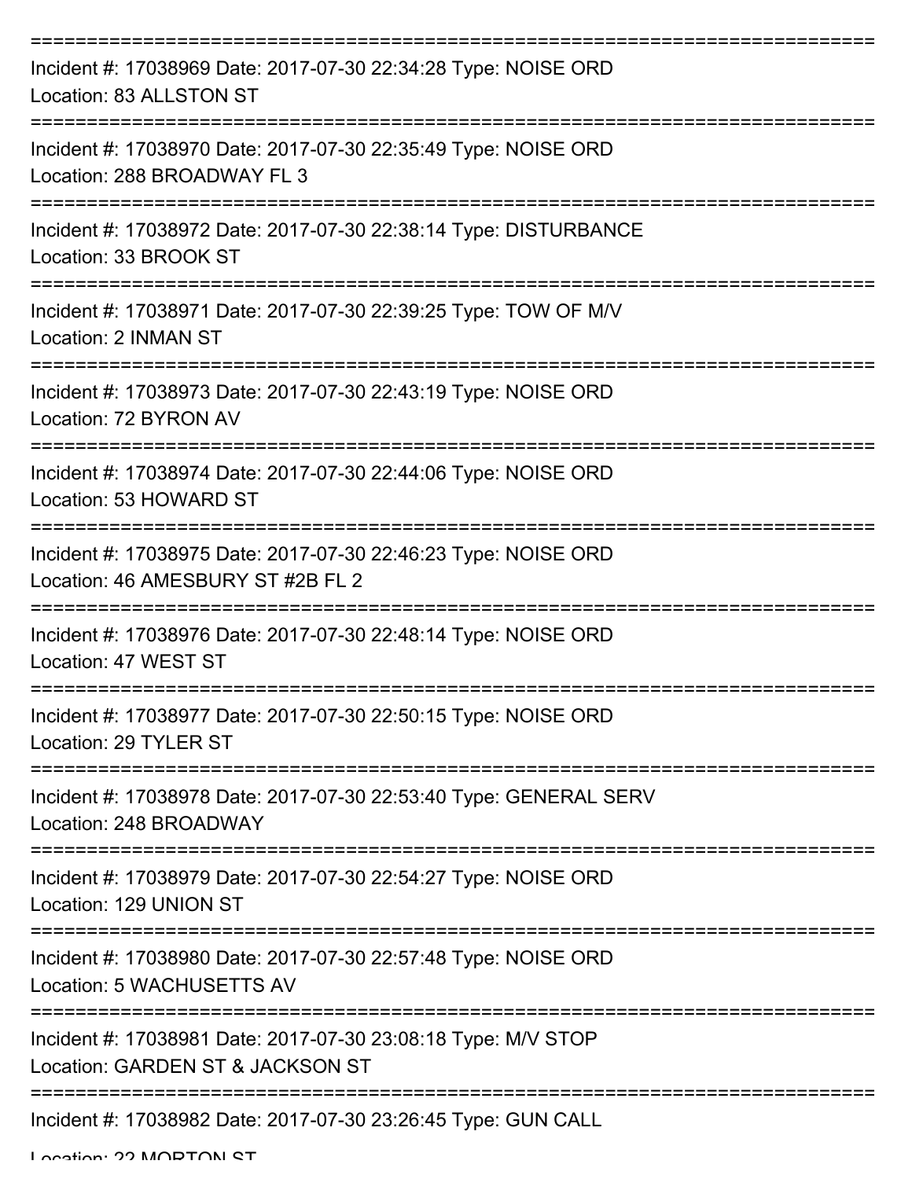===========================================================================

Incident #: 17038969 Date: 2017-07-30 22:34:28 Type: NOISE ORD

Location: 83 ALLSTON ST

===========================================================================

Incident #: 17038970 Date: 2017-07-30 22:35:49 Type: NOISE ORD

Location: 288 BROADWAY FL 3

===========================================================================

Incident #: 17038972 Date: 2017-07-30 22:38:14 Type: DISTURBANCE

Location: 33 BROOK ST

===========================================================================

Incident #: 17038971 Date: 2017-07-30 22:39:25 Type: TOW OF M/V

Location: 2 INMAN ST

===========================================================================

Incident #: 17038973 Date: 2017-07-30 22:43:19 Type: NOISE ORD

Location: 72 BYRON AV

===========================================================================

Incident #: 17038974 Date: 2017-07-30 22:44:06 Type: NOISE ORD

Location: 53 HOWARD ST

===========================================================================

Incident #: 17038975 Date: 2017-07-30 22:46:23 Type: NOISE ORD

Location: 46 AMESBURY ST #2B FL 2

===========================================================================

Incident #: 17038976 Date: 2017-07-30 22:48:14 Type: NOISE ORD

Location: 47 WEST ST

===========================================================================

Incident #: 17038977 Date: 2017-07-30 22:50:15 Type: NOISE ORD

Location: 29 TYLER ST

===========================================================================

Incident #: 17038978 Date: 2017-07-30 22:53:40 Type: GENERAL SERV

Location: 248 BROADWAY

===========================================================================

Incident #: 17038979 Date: 2017-07-30 22:54:27 Type: NOISE ORD

Location: 129 UNION ST

===========================================================================

Incident #: 17038980 Date: 2017-07-30 22:57:48 Type: NOISE ORD

Location: 5 WACHUSETTS AV

===========================================================================

Incident #: 17038981 Date: 2017-07-30 23:08:18 Type: M/V STOP

Location: GARDEN ST & JACKSON ST

===========================================================================

Incident #: 17038982 Date: 2017-07-30 23:26:45 Type: GUN CALL

Location: 22 MORTON ST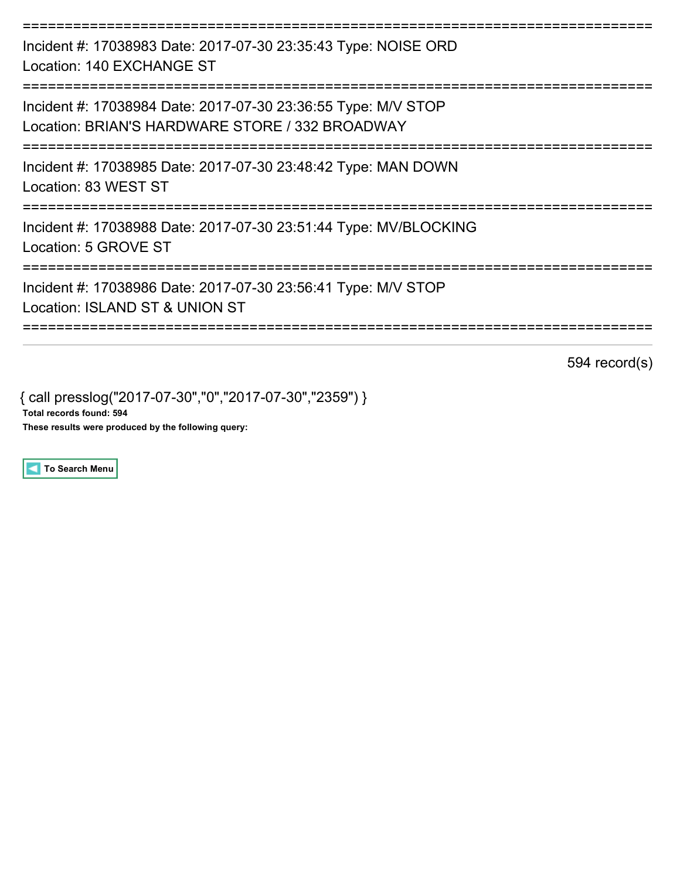===========================================================================

Incident #: 17038983 Date: 2017-07-30 23:35:43 Type: NOISE ORD
Location: 140 EXCHANGE ST

===========================================================================

Incident #: 17038984 Date: 2017-07-30 23:36:55 Type: M/V STOP
Location: BRIAN'S HARDWARE STORE / 332 BROADWAY

===========================================================================

Incident #: 17038985 Date: 2017-07-30 23:48:42 Type: MAN DOWN
Location: 83 WEST ST

===========================================================================

Incident #: 17038988 Date: 2017-07-30 23:51:44 Type: MV/BLOCKING
Location: 5 GROVE ST

===========================================================================

Incident #: 17038986 Date: 2017-07-30 23:56:41 Type: M/V STOP
Location: ISLAND ST & UNION ST

===========================================================================

594 record(s)

{ call presslog("2017-07-30","0","2017-07-30","2359") }

**Total records found: 594**

**These results were produced by the following query:**

To Search Menu